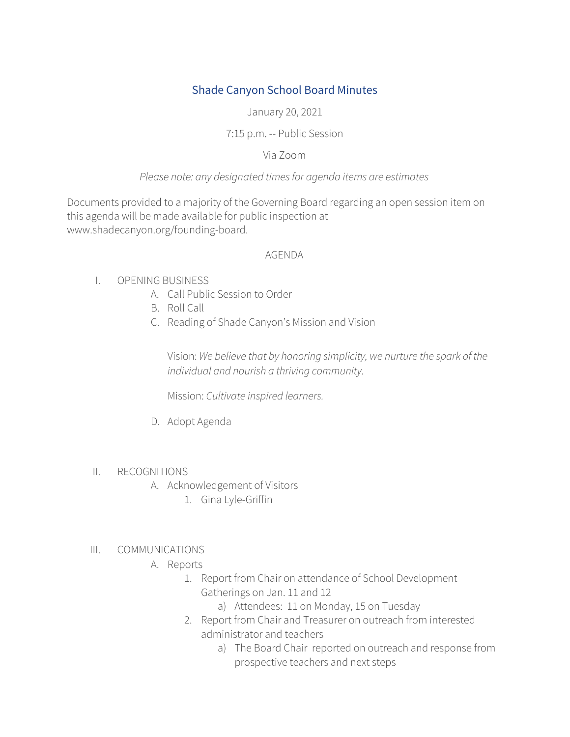# Shade Canyon School Board Minutes

January 20, 2021

7:15 p.m. -- Public Session

Via Zoom

*Please note: any designated times for agenda items are estimates*

Documents provided to a majority of the Governing Board regarding an open session item on this agenda will be made available for public inspection at www.shadecanyon.org/founding-board.

## AGENDA

I. OPENING BUSINESS
   - A. Call Public Session to Order
   - B. Roll Call
   - C. Reading of Shade Canyon's Mission and Vision

     Vision: *We believe that by honoring simplicity, we nurture the spark of the individual and nourish a thriving community.*

     Mission: *Cultivate inspired learners.*

   - D. Adopt Agenda

II. RECOGNITIONS
   - A. Acknowledgement of Visitors
     1. Gina Lyle-Griffin

III. COMMUNICATIONS
   - A. Reports
     1. Report from Chair on attendance of School Development Gatherings on Jan. 11 and 12
        - a) Attendees: 11 on Monday, 15 on Tuesday
     2. Report from Chair and Treasurer on outreach from interested administrator and teachers
        - a) The Board Chair reported on outreach and response from prospective teachers and next steps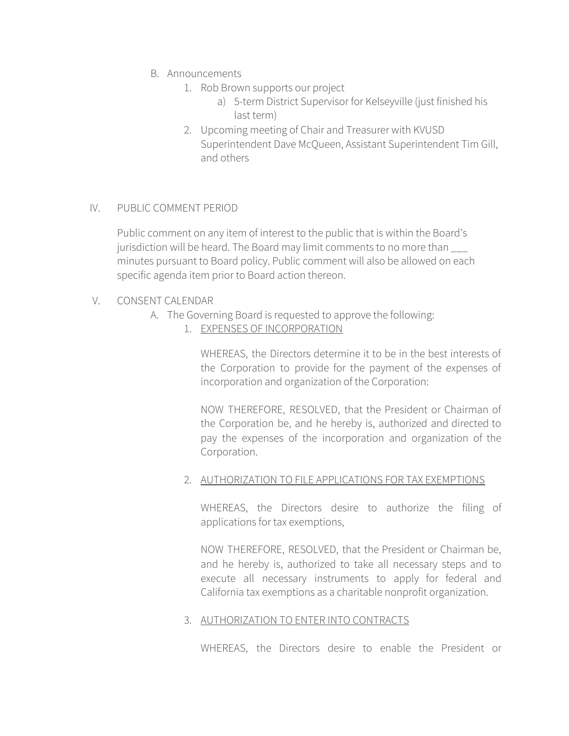B. Announcements
   1. Rob Brown supports our project
      a) 5-term District Supervisor for Kelseyville (just finished his last term)
   2. Upcoming meeting of Chair and Treasurer with KVUSD Superintendent Dave McQueen, Assistant Superintendent Tim Gill, and others

IV. PUBLIC COMMENT PERIOD

Public comment on any item of interest to the public that is within the Board's jurisdiction will be heard. The Board may limit comments to no more than ___ minutes pursuant to Board policy. Public comment will also be allowed on each specific agenda item prior to Board action thereon.

V. CONSENT CALENDAR

A. The Governing Board is requested to approve the following:

   1. <u>EXPENSES OF INCORPORATION</u>

      WHEREAS, the Directors determine it to be in the best interests of the Corporation to provide for the payment of the expenses of incorporation and organization of the Corporation:

      NOW THEREFORE, RESOLVED, that the President or Chairman of the Corporation be, and he hereby is, authorized and directed to pay the expenses of the incorporation and organization of the Corporation.

   2. <u>AUTHORIZATION TO FILE APPLICATIONS FOR TAX EXEMPTIONS</u>

      WHEREAS, the Directors desire to authorize the filing of applications for tax exemptions,

      NOW THEREFORE, RESOLVED, that the President or Chairman be, and he hereby is, authorized to take all necessary steps and to execute all necessary instruments to apply for federal and California tax exemptions as a charitable nonprofit organization.

   3. <u>AUTHORIZATION TO ENTER INTO CONTRACTS</u>

      WHEREAS, the Directors desire to enable the President or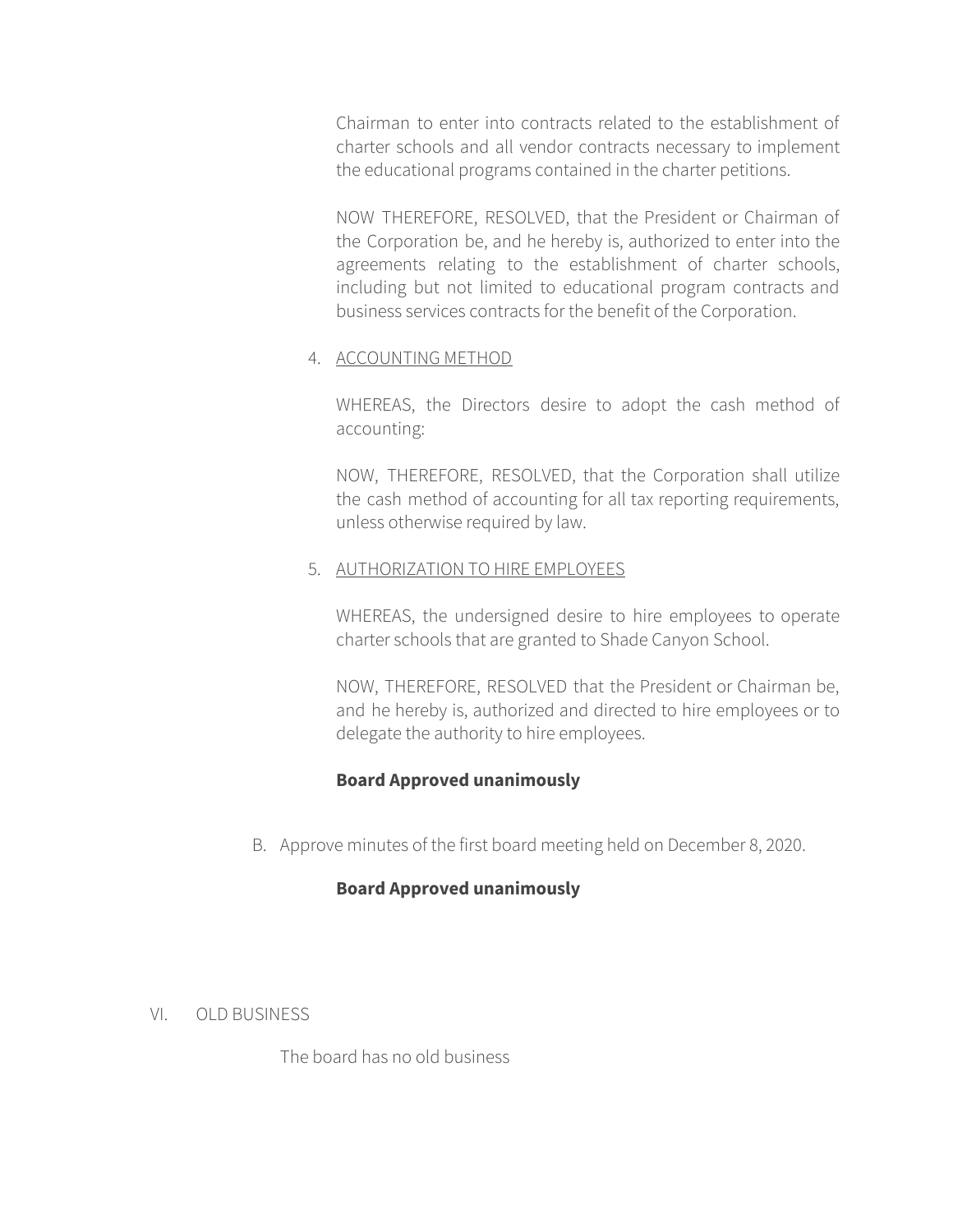Chairman to enter into contracts related to the establishment of charter schools and all vendor contracts necessary to implement the educational programs contained in the charter petitions.

NOW THEREFORE, RESOLVED, that the President or Chairman of the Corporation be, and he hereby is, authorized to enter into the agreements relating to the establishment of charter schools, including but not limited to educational program contracts and business services contracts for the benefit of the Corporation.

4. <u>ACCOUNTING METHOD</u>

   WHEREAS, the Directors desire to adopt the cash method of accounting:

   NOW, THEREFORE, RESOLVED, that the Corporation shall utilize the cash method of accounting for all tax reporting requirements, unless otherwise required by law.

5. <u>AUTHORIZATION TO HIRE EMPLOYEES</u>

   WHEREAS, the undersigned desire to hire employees to operate charter schools that are granted to Shade Canyon School.

   NOW, THEREFORE, RESOLVED that the President or Chairman be, and he hereby is, authorized and directed to hire employees or to delegate the authority to hire employees.

   **Board Approved unanimously**

B. Approve minutes of the first board meeting held on December 8, 2020.

   **Board Approved unanimously**

VI. OLD BUSINESS

The board has no old business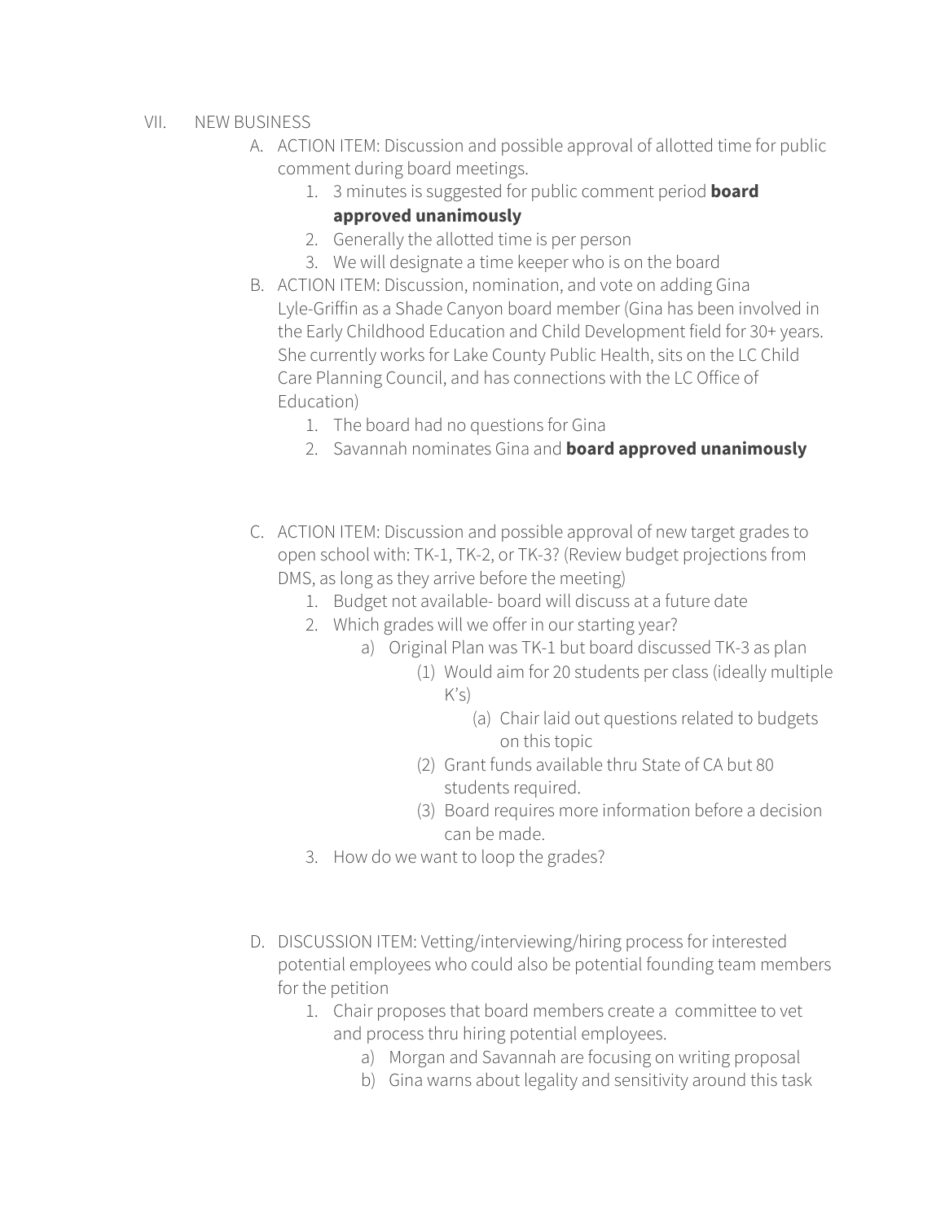VII. NEW BUSINESS

A. ACTION ITEM: Discussion and possible approval of allotted time for public comment during board meetings.
   1. 3 minutes is suggested for public comment period **board approved unanimously**
   2. Generally the allotted time is per person
   3. We will designate a time keeper who is on the board

B. ACTION ITEM: Discussion, nomination, and vote on adding Gina Lyle-Griffin as a Shade Canyon board member (Gina has been involved in the Early Childhood Education and Child Development field for 30+ years. She currently works for Lake County Public Health, sits on the LC Child Care Planning Council, and has connections with the LC Office of Education)
   1. The board had no questions for Gina
   2. Savannah nominates Gina and **board approved unanimously**

C. ACTION ITEM: Discussion and possible approval of new target grades to open school with: TK-1, TK-2, or TK-3? (Review budget projections from DMS, as long as they arrive before the meeting)
   1. Budget not available- board will discuss at a future date
   2. Which grades will we offer in our starting year?
      a) Original Plan was TK-1 but board discussed TK-3 as plan
         (1) Would aim for 20 students per class (ideally multiple K's)
            (a) Chair laid out questions related to budgets on this topic
         (2) Grant funds available thru State of CA but 80 students required.
         (3) Board requires more information before a decision can be made.
   3. How do we want to loop the grades?

D. DISCUSSION ITEM: Vetting/interviewing/hiring process for interested potential employees who could also be potential founding team members for the petition
   1. Chair proposes that board members create a committee to vet and process thru hiring potential employees.
      a) Morgan and Savannah are focusing on writing proposal
      b) Gina warns about legality and sensitivity around this task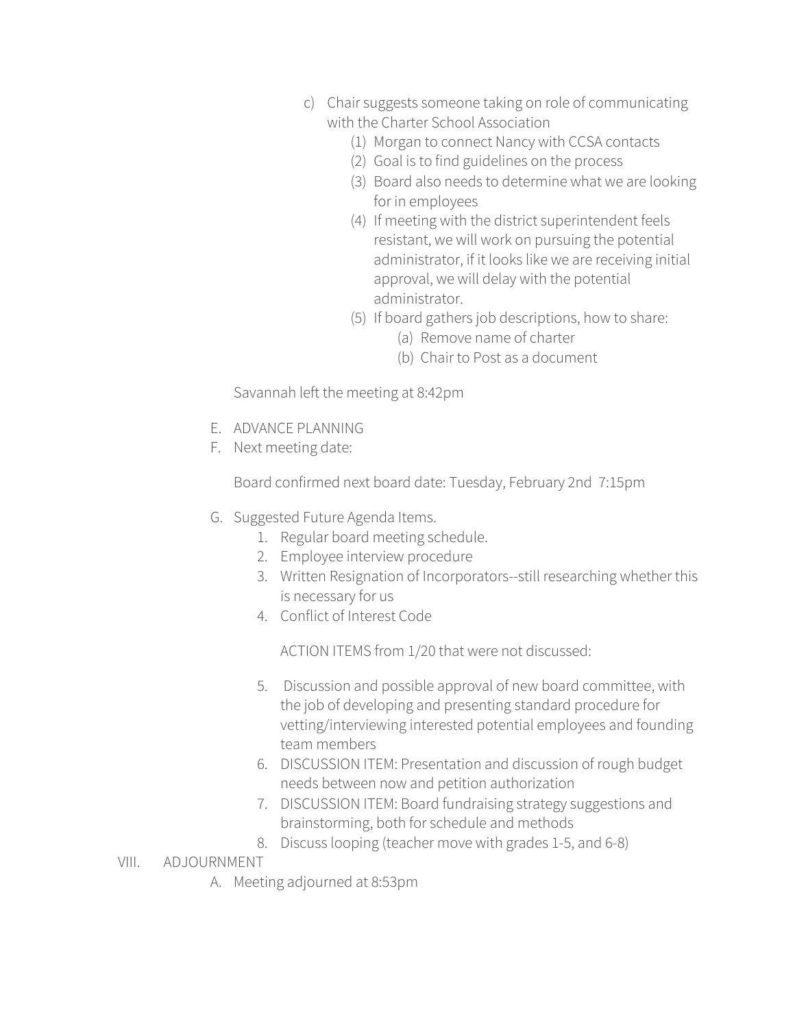c) Chair suggests someone taking on role of communicating with the Charter School Association
   (1) Morgan to connect Nancy with CCSA contacts
   (2) Goal is to find guidelines on the process
   (3) Board also needs to determine what we are looking for in employees
   (4) If meeting with the district superintendent feels resistant, we will work on pursuing the potential administrator, if it looks like we are receiving initial approval, we will delay with the potential administrator.
   (5) If board gathers job descriptions, how to share:
      (a) Remove name of charter
      (b) Chair to Post as a document

Savannah left the meeting at 8:42pm

E. ADVANCE PLANNING

F. Next meeting date:

Board confirmed next board date: Tuesday, February 2nd 7:15pm

G. Suggested Future Agenda Items.
   1. Regular board meeting schedule.
   2. Employee interview procedure
   3. Written Resignation of Incorporators--still researching whether this is necessary for us
   4. Conflict of Interest Code

   ACTION ITEMS from 1/20 that were not discussed:

   5. Discussion and possible approval of new board committee, with the job of developing and presenting standard procedure for vetting/interviewing interested potential employees and founding team members
   6. DISCUSSION ITEM: Presentation and discussion of rough budget needs between now and petition authorization
   7. DISCUSSION ITEM: Board fundraising strategy suggestions and brainstorming, both for schedule and methods
   8. Discuss looping (teacher move with grades 1-5, and 6-8)

VIII. ADJOURNMENT

A. Meeting adjourned at 8:53pm